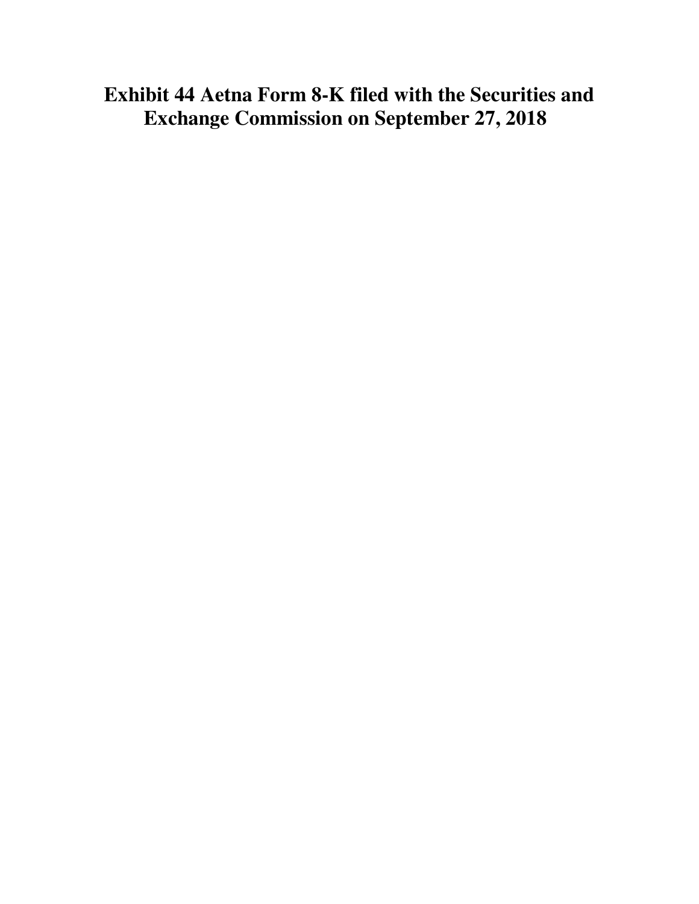# Exhibit 44 Aetna Form 8-K filed with the Securities and Exchange Commission on September 27, 2018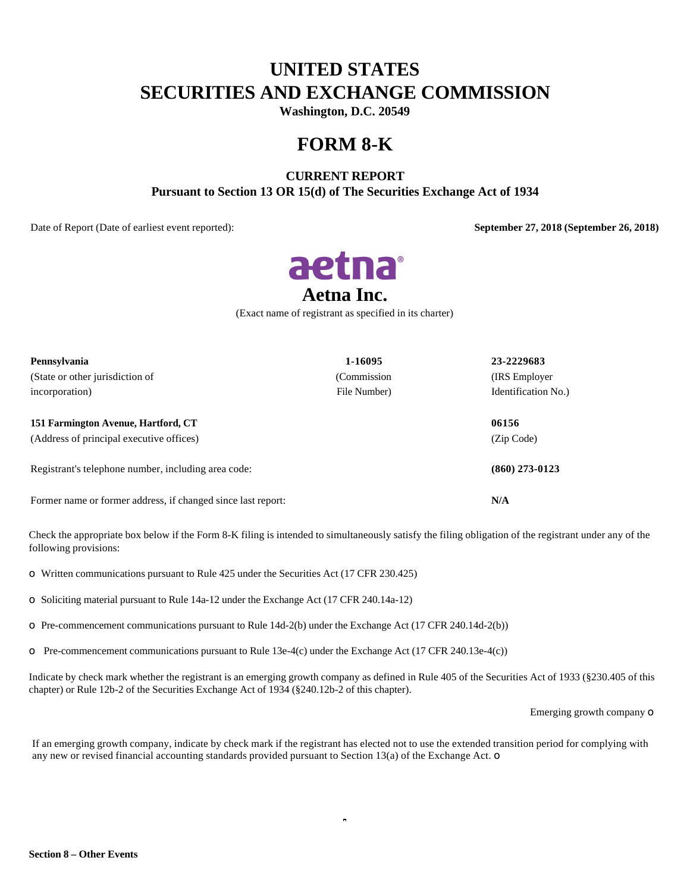# UNITED STATES
# SECURITIES AND EXCHANGE COMMISSION

**Washington, D.C. 20549**

# FORM 8-K

**CURRENT REPORT**
**Pursuant to Section 13 OR 15(d) of The Securities Exchange Act of 1934**

Date of Report (Date of earliest event reported): **September 27, 2018 (September 26, 2018)**

aetna®

**Aetna Inc.**

(Exact name of registrant as specified in its charter)

| **Pennsylvania** | **1-16095** | **23-2229683** |
| --- | --- | --- |
| (State or other jurisdiction of incorporation) | (Commission File Number) | (IRS Employer Identification No.) |

| **151 Farmington Avenue, Hartford, CT** | **06156** |
| --- | --- |
| (Address of principal executive offices) | (Zip Code) |

Registrant's telephone number, including area code: **(860) 273-0123**

Former name or former address, if changed since last report: **N/A**

Check the appropriate box below if the Form 8-K filing is intended to simultaneously satisfy the filing obligation of the registrant under any of the following provisions:

o Written communications pursuant to Rule 425 under the Securities Act (17 CFR 230.425)

o Soliciting material pursuant to Rule 14a-12 under the Exchange Act (17 CFR 240.14a-12)

o Pre-commencement communications pursuant to Rule 14d-2(b) under the Exchange Act (17 CFR 240.14d-2(b))

o Pre-commencement communications pursuant to Rule 13e-4(c) under the Exchange Act (17 CFR 240.13e-4(c))

Indicate by check mark whether the registrant is an emerging growth company as defined in Rule 405 of the Securities Act of 1933 (§230.405 of this chapter) or Rule 12b-2 of the Securities Exchange Act of 1934 (§240.12b-2 of this chapter).

Emerging growth company o

If an emerging growth company, indicate by check mark if the registrant has elected not to use the extended transition period for complying with any new or revised financial accounting standards provided pursuant to Section 13(a) of the Exchange Act. o

**Section 8 – Other Events**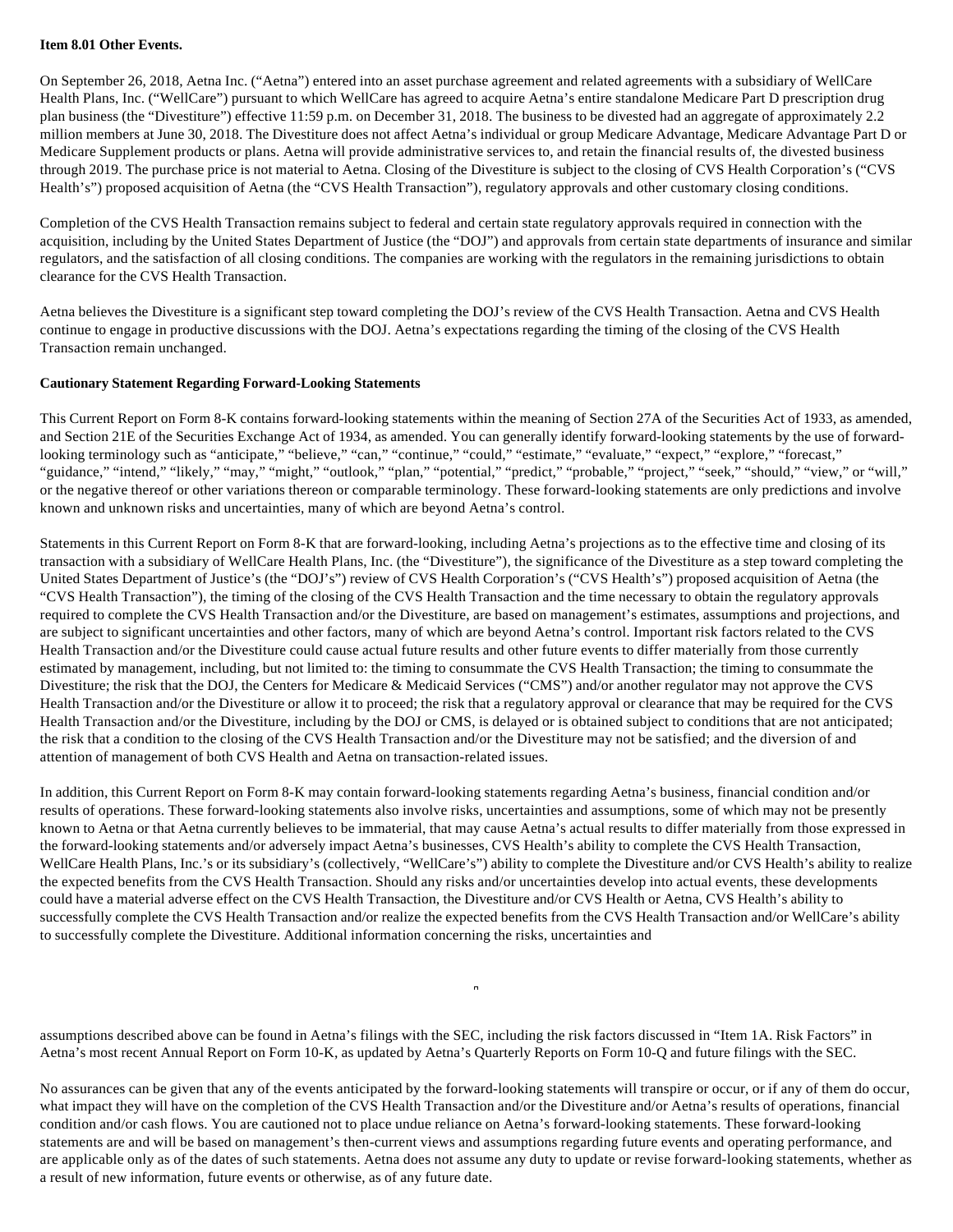**Item 8.01 Other Events.**

On September 26, 2018, Aetna Inc. ("Aetna") entered into an asset purchase agreement and related agreements with a subsidiary of WellCare Health Plans, Inc. ("WellCare") pursuant to which WellCare has agreed to acquire Aetna's entire standalone Medicare Part D prescription drug plan business (the "Divestiture") effective 11:59 p.m. on December 31, 2018. The business to be divested had an aggregate of approximately 2.2 million members at June 30, 2018. The Divestiture does not affect Aetna's individual or group Medicare Advantage, Medicare Advantage Part D or Medicare Supplement products or plans. Aetna will provide administrative services to, and retain the financial results of, the divested business through 2019. The purchase price is not material to Aetna. Closing of the Divestiture is subject to the closing of CVS Health Corporation's ("CVS Health's") proposed acquisition of Aetna (the "CVS Health Transaction"), regulatory approvals and other customary closing conditions.

Completion of the CVS Health Transaction remains subject to federal and certain state regulatory approvals required in connection with the acquisition, including by the United States Department of Justice (the "DOJ") and approvals from certain state departments of insurance and similar regulators, and the satisfaction of all closing conditions. The companies are working with the regulators in the remaining jurisdictions to obtain clearance for the CVS Health Transaction.

Aetna believes the Divestiture is a significant step toward completing the DOJ's review of the CVS Health Transaction. Aetna and CVS Health continue to engage in productive discussions with the DOJ. Aetna's expectations regarding the timing of the closing of the CVS Health Transaction remain unchanged.

**Cautionary Statement Regarding Forward-Looking Statements**

This Current Report on Form 8-K contains forward-looking statements within the meaning of Section 27A of the Securities Act of 1933, as amended, and Section 21E of the Securities Exchange Act of 1934, as amended. You can generally identify forward-looking statements by the use of forward-looking terminology such as "anticipate," "believe," "can," "continue," "could," "estimate," "evaluate," "expect," "explore," "forecast," "guidance," "intend," "likely," "may," "might," "outlook," "plan," "potential," "predict," "probable," "project," "seek," "should," "view," or "will," or the negative thereof or other variations thereon or comparable terminology. These forward-looking statements are only predictions and involve known and unknown risks and uncertainties, many of which are beyond Aetna's control.

Statements in this Current Report on Form 8-K that are forward-looking, including Aetna's projections as to the effective time and closing of its transaction with a subsidiary of WellCare Health Plans, Inc. (the "Divestiture"), the significance of the Divestiture as a step toward completing the United States Department of Justice's (the "DOJ's") review of CVS Health Corporation's ("CVS Health's") proposed acquisition of Aetna (the "CVS Health Transaction"), the timing of the closing of the CVS Health Transaction and the time necessary to obtain the regulatory approvals required to complete the CVS Health Transaction and/or the Divestiture, are based on management's estimates, assumptions and projections, and are subject to significant uncertainties and other factors, many of which are beyond Aetna's control. Important risk factors related to the CVS Health Transaction and/or the Divestiture could cause actual future results and other future events to differ materially from those currently estimated by management, including, but not limited to: the timing to consummate the CVS Health Transaction; the timing to consummate the Divestiture; the risk that the DOJ, the Centers for Medicare & Medicaid Services ("CMS") and/or another regulator may not approve the CVS Health Transaction and/or the Divestiture or allow it to proceed; the risk that a regulatory approval or clearance that may be required for the CVS Health Transaction and/or the Divestiture, including by the DOJ or CMS, is delayed or is obtained subject to conditions that are not anticipated; the risk that a condition to the closing of the CVS Health Transaction and/or the Divestiture may not be satisfied; and the diversion of and attention of management of both CVS Health and Aetna on transaction-related issues.

In addition, this Current Report on Form 8-K may contain forward-looking statements regarding Aetna's business, financial condition and/or results of operations. These forward-looking statements also involve risks, uncertainties and assumptions, some of which may not be presently known to Aetna or that Aetna currently believes to be immaterial, that may cause Aetna's actual results to differ materially from those expressed in the forward-looking statements and/or adversely impact Aetna's businesses, CVS Health's ability to complete the CVS Health Transaction, WellCare Health Plans, Inc.'s or its subsidiary's (collectively, "WellCare's") ability to complete the Divestiture and/or CVS Health's ability to realize the expected benefits from the CVS Health Transaction. Should any risks and/or uncertainties develop into actual events, these developments could have a material adverse effect on the CVS Health Transaction, the Divestiture and/or CVS Health or Aetna, CVS Health's ability to successfully complete the CVS Health Transaction and/or realize the expected benefits from the CVS Health Transaction and/or WellCare's ability to successfully complete the Divestiture. Additional information concerning the risks, uncertainties and assumptions described above can be found in Aetna's filings with the SEC, including the risk factors discussed in "Item 1A. Risk Factors" in Aetna's most recent Annual Report on Form 10-K, as updated by Aetna's Quarterly Reports on Form 10-Q and future filings with the SEC.

No assurances can be given that any of the events anticipated by the forward-looking statements will transpire or occur, or if any of them do occur, what impact they will have on the completion of the CVS Health Transaction and/or the Divestiture and/or Aetna's results of operations, financial condition and/or cash flows. You are cautioned not to place undue reliance on Aetna's forward-looking statements. These forward-looking statements are and will be based on management's then-current views and assumptions regarding future events and operating performance, and are applicable only as of the dates of such statements. Aetna does not assume any duty to update or revise forward-looking statements, whether as a result of new information, future events or otherwise, as of any future date.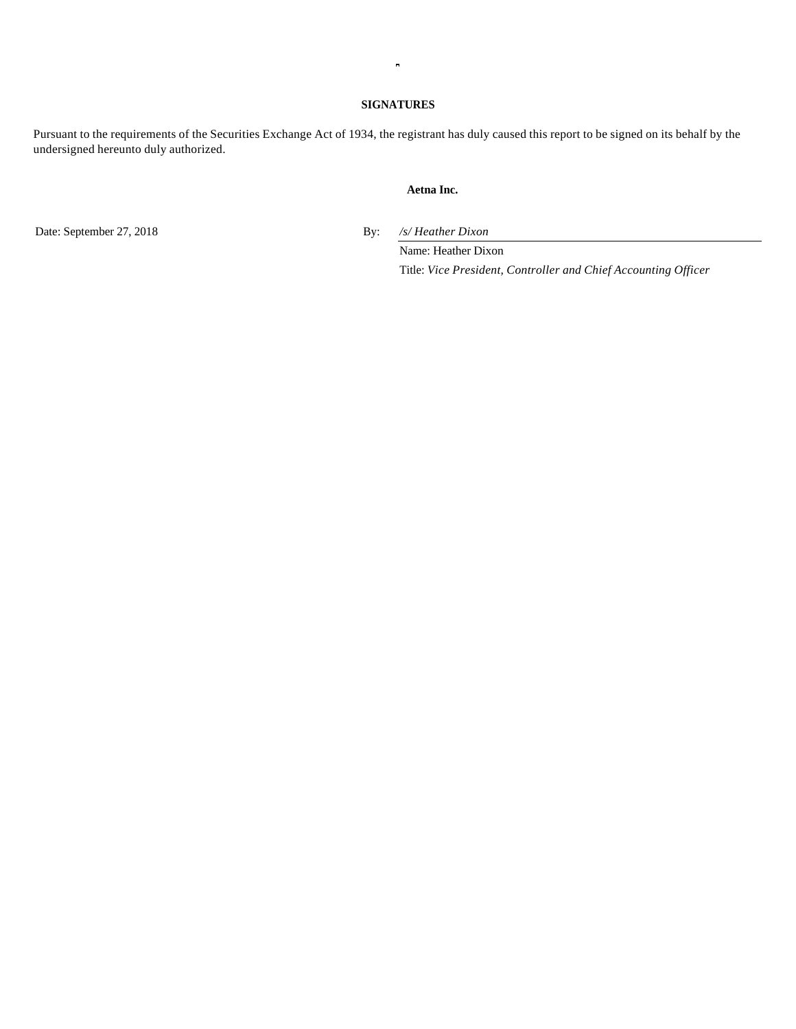**SIGNATURES**

Pursuant to the requirements of the Securities Exchange Act of 1934, the registrant has duly caused this report to be signed on its behalf by the undersigned hereunto duly authorized.

**Aetna Inc.**

| | | |
|---|---|---|
| Date: September 27, 2018 | By: | */s/ Heather Dixon* |
| | | Name: Heather Dixon |
| | | Title: *Vice President, Controller and Chief Accounting Officer* |